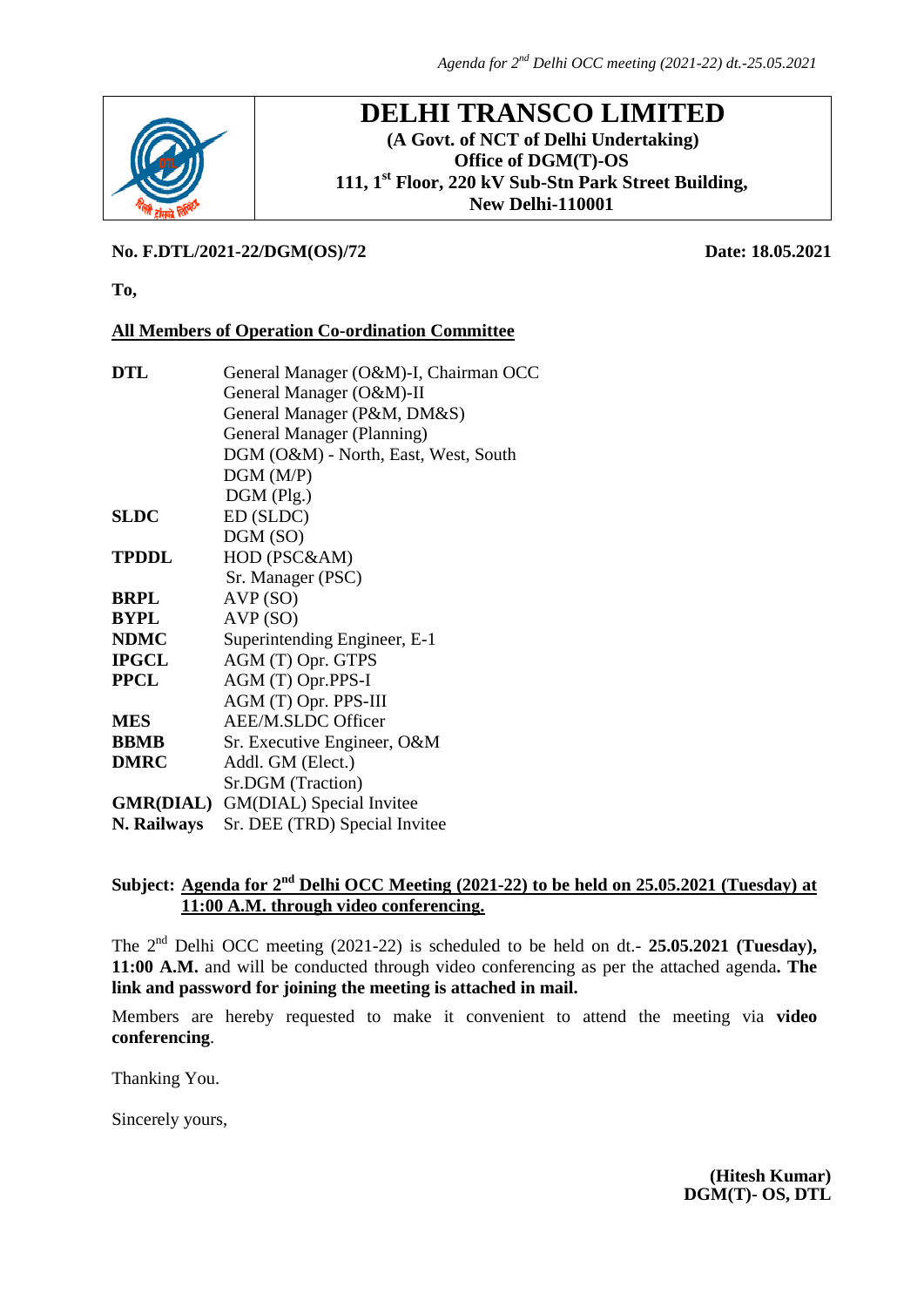# DELHI TRANSCO LIMITED

**(A Govt. of NCT of Delhi Undertaking)**
**Office of DGM(T)-OS**
**111, 1st Floor, 220 kV Sub-Stn Park Street Building,**
**New Delhi-110001**

**No. F.DTL/2021-22/DGM(OS)/72** **Date: 18.05.2021**

**To,**

**All Members of Operation Co-ordination Committee**

| | |
|---|---|
| **DTL** | General Manager (O&M)-I, Chairman OCC |
| | General Manager (O&M)-II |
| | General Manager (P&M, DM&S) |
| | General Manager (Planning) |
| | DGM (O&M) - North, East, West, South |
| | DGM (M/P) |
| | DGM (Plg.) |
| **SLDC** | ED (SLDC) |
| | DGM (SO) |
| **TPDDL** | HOD (PSC&AM) |
| | Sr. Manager (PSC) |
| **BRPL** | AVP (SO) |
| **BYPL** | AVP (SO) |
| **NDMC** | Superintending Engineer, E-1 |
| **IPGCL** | AGM (T) Opr. GTPS |
| **PPCL** | AGM (T) Opr.PPS-I |
| | AGM (T) Opr. PPS-III |
| **MES** | AEE/M.SLDC Officer |
| **BBMB** | Sr. Executive Engineer, O&M |
| **DMRC** | Addl. GM (Elect.) |
| | Sr.DGM (Traction) |
| **GMR(DIAL)** | GM(DIAL) Special Invitee |
| **N. Railways** | Sr. DEE (TRD) Special Invitee |

**Subject: Agenda for 2nd Delhi OCC Meeting (2021-22) to be held on 25.05.2021 (Tuesday) at 11:00 A.M. through video conferencing.**

The 2nd Delhi OCC meeting (2021-22) is scheduled to be held on dt.- **25.05.2021 (Tuesday), 11:00 A.M.** and will be conducted through video conferencing as per the attached agenda**. The link and password for joining the meeting is attached in mail.**

Members are hereby requested to make it convenient to attend the meeting via **video conferencing**.

Thanking You.

Sincerely yours,

**(Hitesh Kumar)**
**DGM(T)- OS, DTL**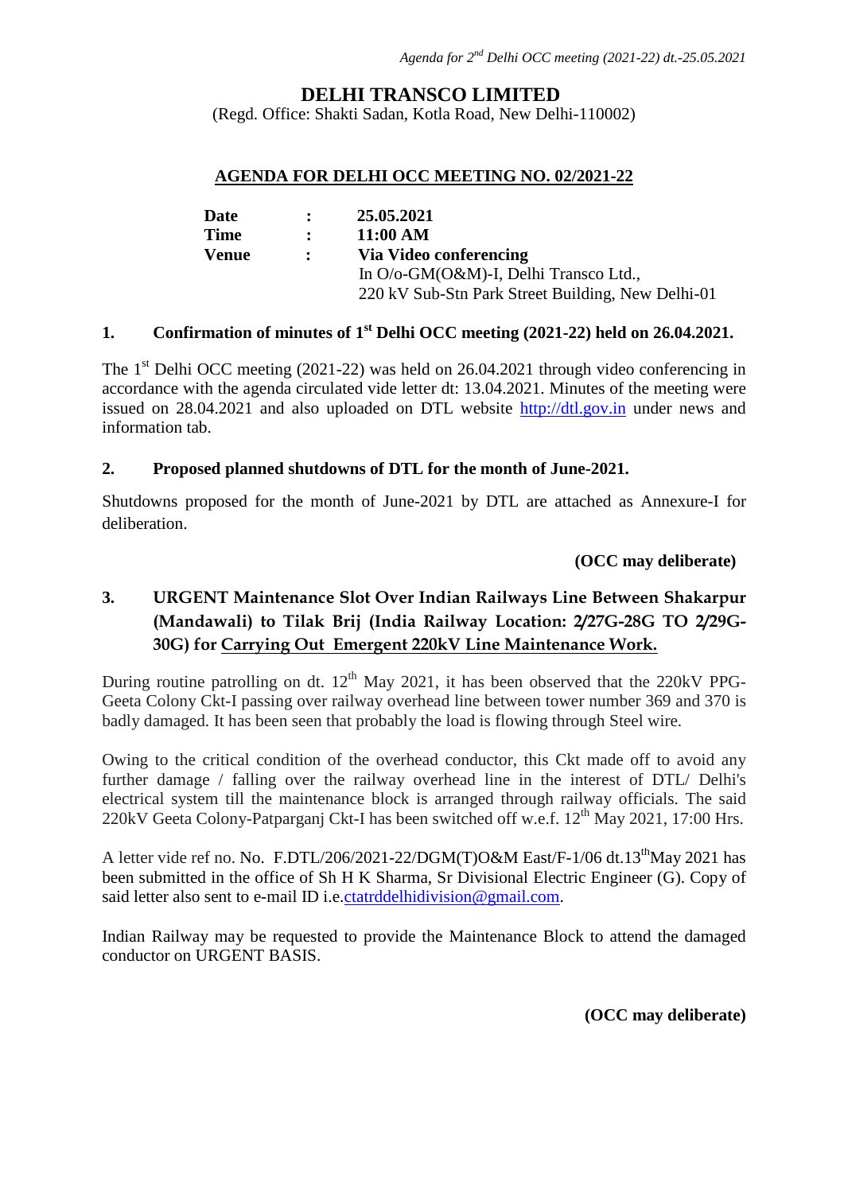# DELHI TRANSCO LIMITED

(Regd. Office: Shakti Sadan, Kotla Road, New Delhi-110002)

## AGENDA FOR DELHI OCC MEETING NO. 02/2021-22

| | | |
|---|---|---|
| **Date** | **:** | **25.05.2021** |
| **Time** | **:** | **11:00 AM** |
| **Venue** | **:** | **Via Video conferencing** |
| | | In O/o-GM(O&M)-I, Delhi Transco Ltd., |
| | | 220 kV Sub-Stn Park Street Building, New Delhi-01 |

### 1. Confirmation of minutes of 1st Delhi OCC meeting (2021-22) held on 26.04.2021.

The 1st Delhi OCC meeting (2021-22) was held on 26.04.2021 through video conferencing in accordance with the agenda circulated vide letter dt: 13.04.2021. Minutes of the meeting were issued on 28.04.2021 and also uploaded on DTL website http://dtl.gov.in under news and information tab.

### 2. Proposed planned shutdowns of DTL for the month of June-2021.

Shutdowns proposed for the month of June-2021 by DTL are attached as Annexure-I for deliberation.

**(OCC may deliberate)**

### 3. URGENT Maintenance Slot Over Indian Railways Line Between Shakarpur (Mandawali) to Tilak Brij (India Railway Location: 2/27G-28G TO 2/29G-30G) for Carrying Out Emergent 220kV Line Maintenance Work.

During routine patrolling on dt. 12th May 2021, it has been observed that the 220kV PPG-Geeta Colony Ckt-I passing over railway overhead line between tower number 369 and 370 is badly damaged. It has been seen that probably the load is flowing through Steel wire.

Owing to the critical condition of the overhead conductor, this Ckt made off to avoid any further damage / falling over the railway overhead line in the interest of DTL/ Delhi's electrical system till the maintenance block is arranged through railway officials. The said 220kV Geeta Colony-Patparganj Ckt-I has been switched off w.e.f. 12th May 2021, 17:00 Hrs.

A letter vide ref no. No. F.DTL/206/2021-22/DGM(T)O&M East/F-1/06 dt.13th May 2021 has been submitted in the office of Sh H K Sharma, Sr Divisional Electric Engineer (G). Copy of said letter also sent to e-mail ID i.e.ctatrddelhidivision@gmail.com.

Indian Railway may be requested to provide the Maintenance Block to attend the damaged conductor on URGENT BASIS.

**(OCC may deliberate)**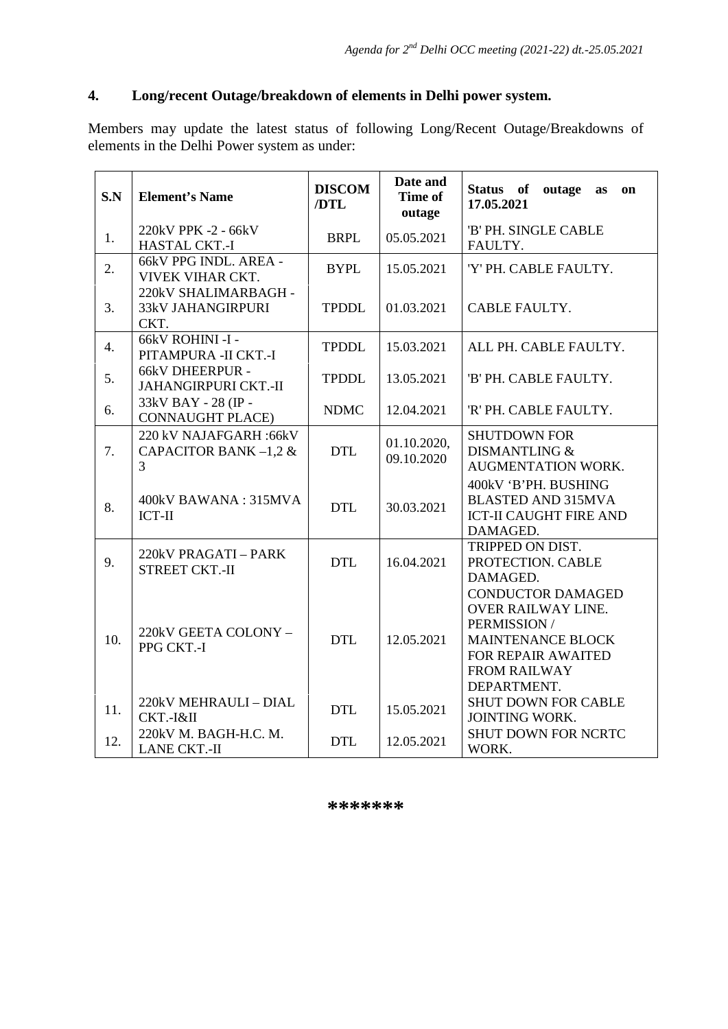## 4. Long/recent Outage/breakdown of elements in Delhi power system.

Members may update the latest status of following Long/Recent Outage/Breakdowns of elements in the Delhi Power system as under:

| S.N | Element's Name | DISCOM /DTL | Date and Time of outage | Status of outage as on 17.05.2021 |
|---|---|---|---|---|
| 1. | 220kV PPK -2 - 66kV HASTAL CKT.-I | BRPL | 05.05.2021 | 'B' PH. SINGLE CABLE FAULTY. |
| 2. | 66kV PPG INDL. AREA - VIVEK VIHAR CKT. | BYPL | 15.05.2021 | 'Y' PH. CABLE FAULTY. |
| 3. | 220kV SHALIMARBAGH - 33kV JAHANGIRPURI CKT. | TPDDL | 01.03.2021 | CABLE FAULTY. |
| 4. | 66kV ROHINI -I - PITAMPURA -II CKT.-I | TPDDL | 15.03.2021 | ALL PH. CABLE FAULTY. |
| 5. | 66kV DHEERPUR - JAHANGIRPURI CKT.-II | TPDDL | 13.05.2021 | 'B' PH. CABLE FAULTY. |
| 6. | 33kV BAY - 28 (IP - CONNAUGHT PLACE) | NDMC | 12.04.2021 | 'R' PH. CABLE FAULTY. |
| 7. | 220 kV NAJAFGARH :66kV CAPACITOR BANK –1,2 & 3 | DTL | 01.10.2020, 09.10.2020 | SHUTDOWN FOR DISMANTLING & AUGMENTATION WORK. |
| 8. | 400kV BAWANA : 315MVA ICT-II | DTL | 30.03.2021 | 400kV 'B'PH. BUSHING BLASTED AND 315MVA ICT-II CAUGHT FIRE AND DAMAGED. |
| 9. | 220kV PRAGATI – PARK STREET CKT.-II | DTL | 16.04.2021 | TRIPPED ON DIST. PROTECTION. CABLE DAMAGED. |
| 10. | 220kV GEETA COLONY – PPG CKT.-I | DTL | 12.05.2021 | CONDUCTOR DAMAGED OVER RAILWAY LINE. PERMISSION / MAINTENANCE BLOCK FOR REPAIR AWAITED FROM RAILWAY DEPARTMENT. |
| 11. | 220kV MEHRAULI – DIAL CKT.-I&II | DTL | 15.05.2021 | SHUT DOWN FOR CABLE JOINTING WORK. |
| 12. | 220kV M. BAGH-H.C. M. LANE CKT.-II | DTL | 12.05.2021 | SHUT DOWN FOR NCRTC WORK. |

*******